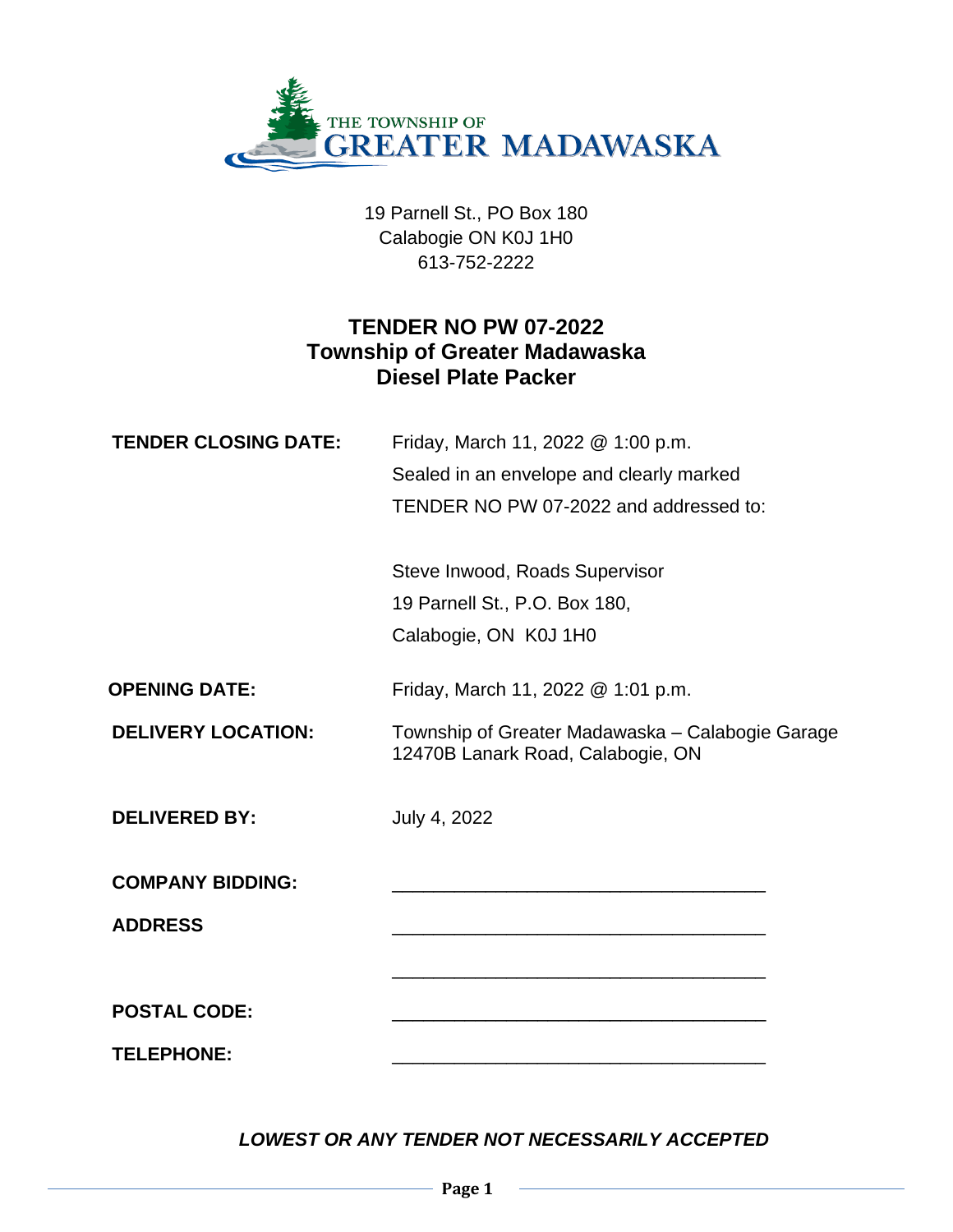THE TOWNSHIP OF
GREATER MADAWASKA

19 Parnell St., PO Box 180
Calabogie ON K0J 1H0
613-752-2222

# TENDER NO PW 07-2022
# Township of Greater Madawaska
# Diesel Plate Packer

| | |
|---|---|
| **TENDER CLOSING DATE:** | Friday, March 11, 2022 @ 1:00 p.m.<br>Sealed in an envelope and clearly marked<br>TENDER NO PW 07-2022 and addressed to:<br><br>Steve Inwood, Roads Supervisor<br>19 Parnell St., P.O. Box 180,<br>Calabogie, ON K0J 1H0 |
| **OPENING DATE:** | Friday, March 11, 2022 @ 1:01 p.m. |
| **DELIVERY LOCATION:** | Township of Greater Madawaska – Calabogie Garage<br>12470B Lanark Road, Calabogie, ON |
| **DELIVERED BY:** | July 4, 2022 |
| **COMPANY BIDDING:** | ____________________________________ |
| **ADDRESS** | ____________________________________<br><br>____________________________________ |
| **POSTAL CODE:** | ____________________________________ |
| **TELEPHONE:** | ____________________________________ |

***LOWEST OR ANY TENDER NOT NECESSARILY ACCEPTED***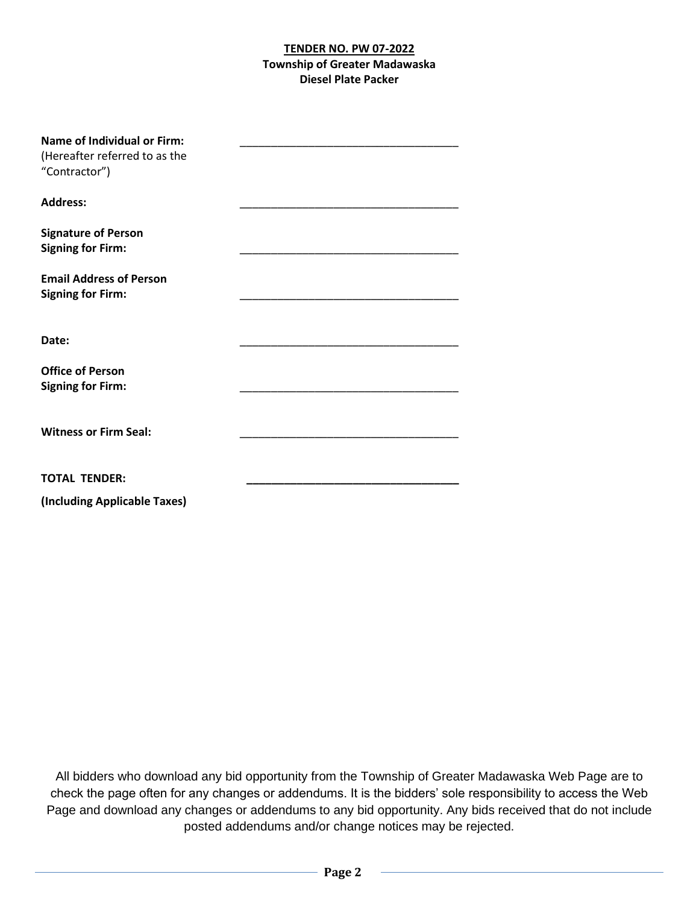**TENDER NO. PW 07-2022**
**Township of Greater Madawaska**
**Diesel Plate Packer**

**Name of Individual or Firm:** ___________________________________
(Hereafter referred to as the "Contractor")

**Address:** ___________________________________

**Signature of Person Signing for Firm:** ___________________________________

**Email Address of Person Signing for Firm:** ___________________________________

**Date:** ___________________________________

**Office of Person Signing for Firm:** ___________________________________

**Witness or Firm Seal:** ___________________________________

**TOTAL TENDER:** ___________________________________

**(Including Applicable Taxes)**

All bidders who download any bid opportunity from the Township of Greater Madawaska Web Page are to check the page often for any changes or addendums. It is the bidders' sole responsibility to access the Web Page and download any changes or addendums to any bid opportunity. Any bids received that do not include posted addendums and/or change notices may be rejected.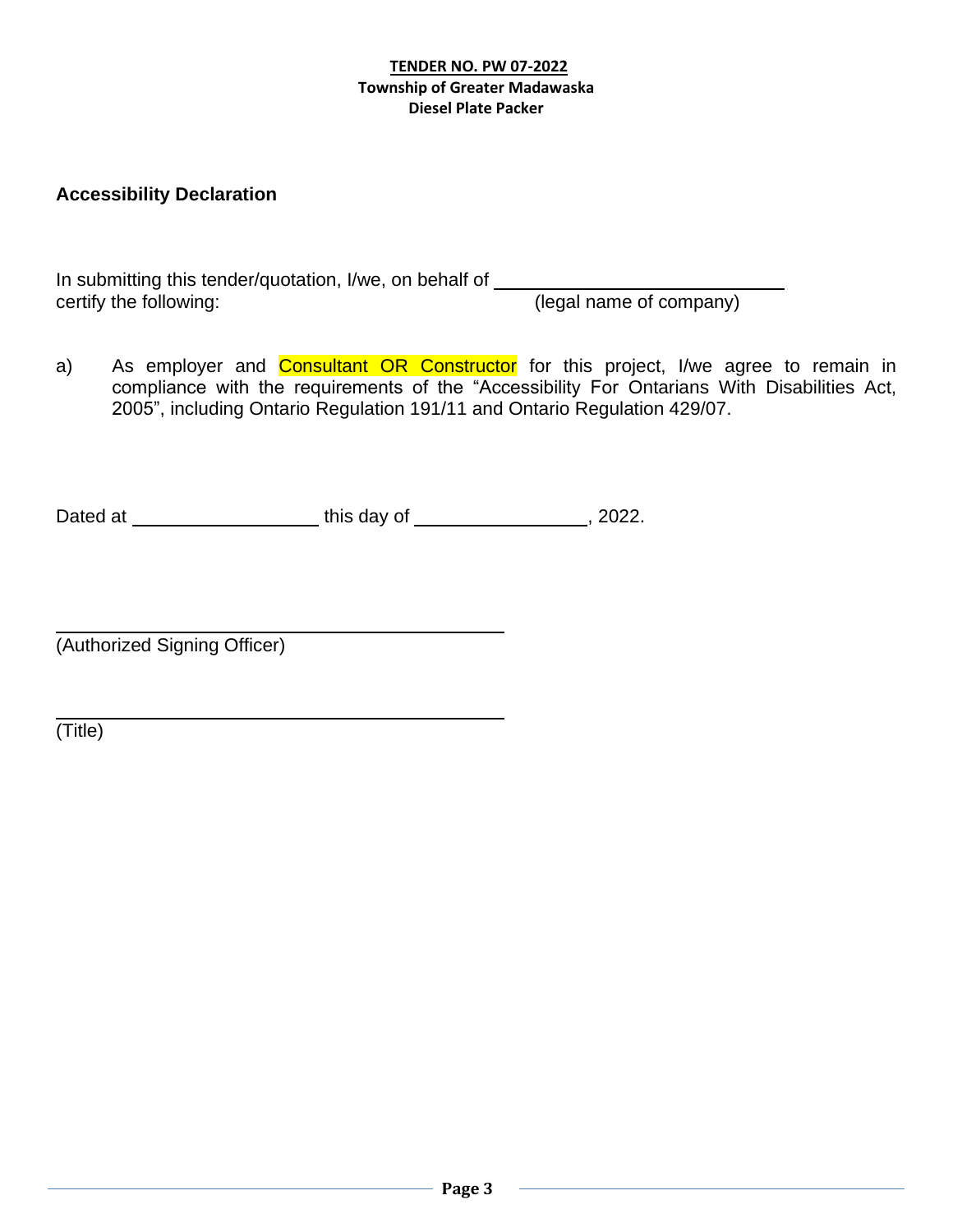**TENDER NO. PW 07-2022**
**Township of Greater Madawaska**
**Diesel Plate Packer**

## Accessibility Declaration

In submitting this tender/quotation, I/we, on behalf of ______________________________
certify the following: (legal name of company)

a) As employer and Consultant OR Constructor for this project, I/we agree to remain in compliance with the requirements of the "Accessibility For Ontarians With Disabilities Act, 2005", including Ontario Regulation 191/11 and Ontario Regulation 429/07.

Dated at ____________________ this day of __________________, 2022.

______________________________________________
(Authorized Signing Officer)

______________________________________________
(Title)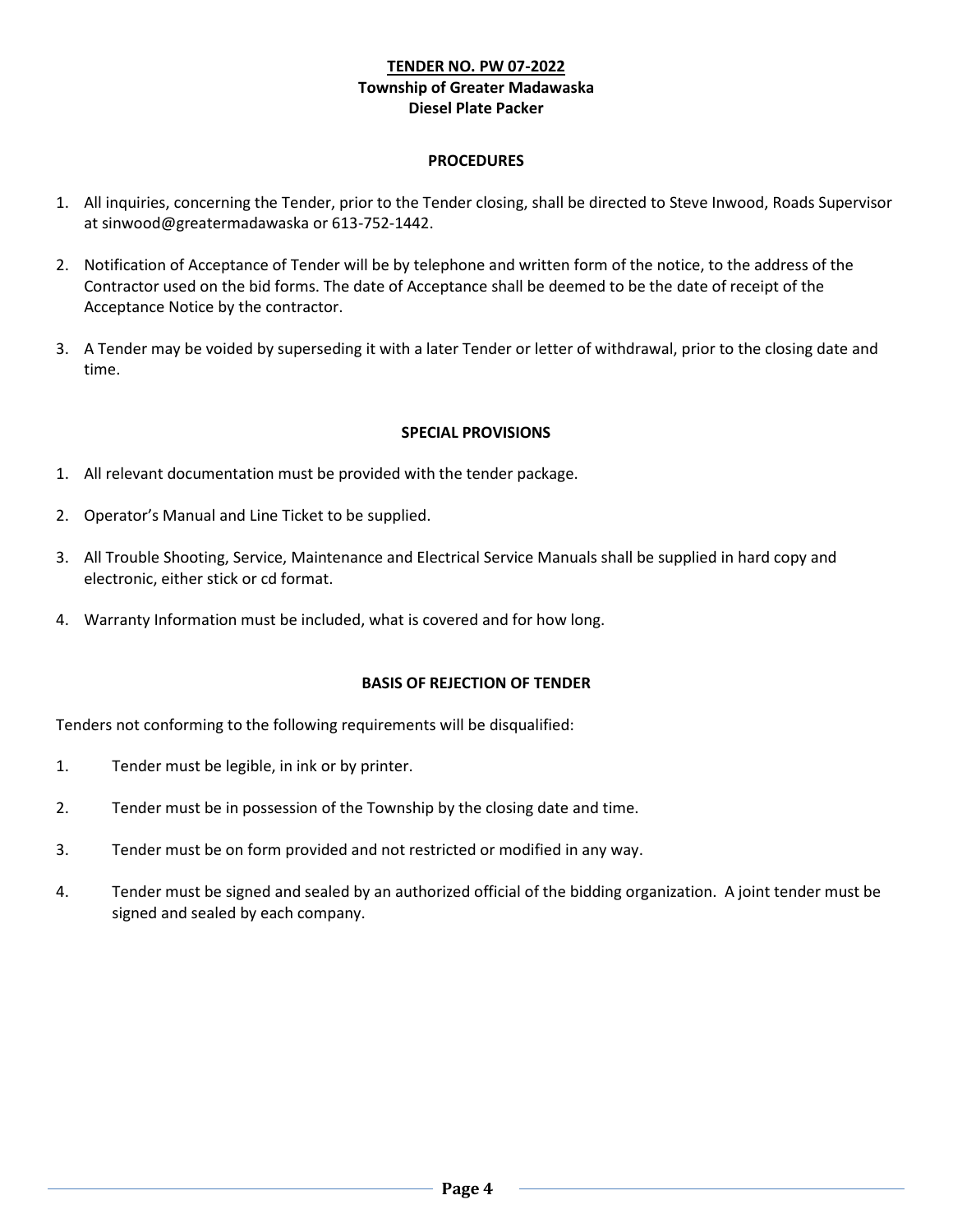**TENDER NO. PW 07-2022**
**Township of Greater Madawaska**
**Diesel Plate Packer**

**PROCEDURES**

1. All inquiries, concerning the Tender, prior to the Tender closing, shall be directed to Steve Inwood, Roads Supervisor at sinwood@greatermadawaska or 613-752-1442.

2. Notification of Acceptance of Tender will be by telephone and written form of the notice, to the address of the Contractor used on the bid forms. The date of Acceptance shall be deemed to be the date of receipt of the Acceptance Notice by the contractor.

3. A Tender may be voided by superseding it with a later Tender or letter of withdrawal, prior to the closing date and time.

**SPECIAL PROVISIONS**

1. All relevant documentation must be provided with the tender package.

2. Operator's Manual and Line Ticket to be supplied.

3. All Trouble Shooting, Service, Maintenance and Electrical Service Manuals shall be supplied in hard copy and electronic, either stick or cd format.

4. Warranty Information must be included, what is covered and for how long.

**BASIS OF REJECTION OF TENDER**

Tenders not conforming to the following requirements will be disqualified:

1. Tender must be legible, in ink or by printer.

2. Tender must be in possession of the Township by the closing date and time.

3. Tender must be on form provided and not restricted or modified in any way.

4. Tender must be signed and sealed by an authorized official of the bidding organization. A joint tender must be signed and sealed by each company.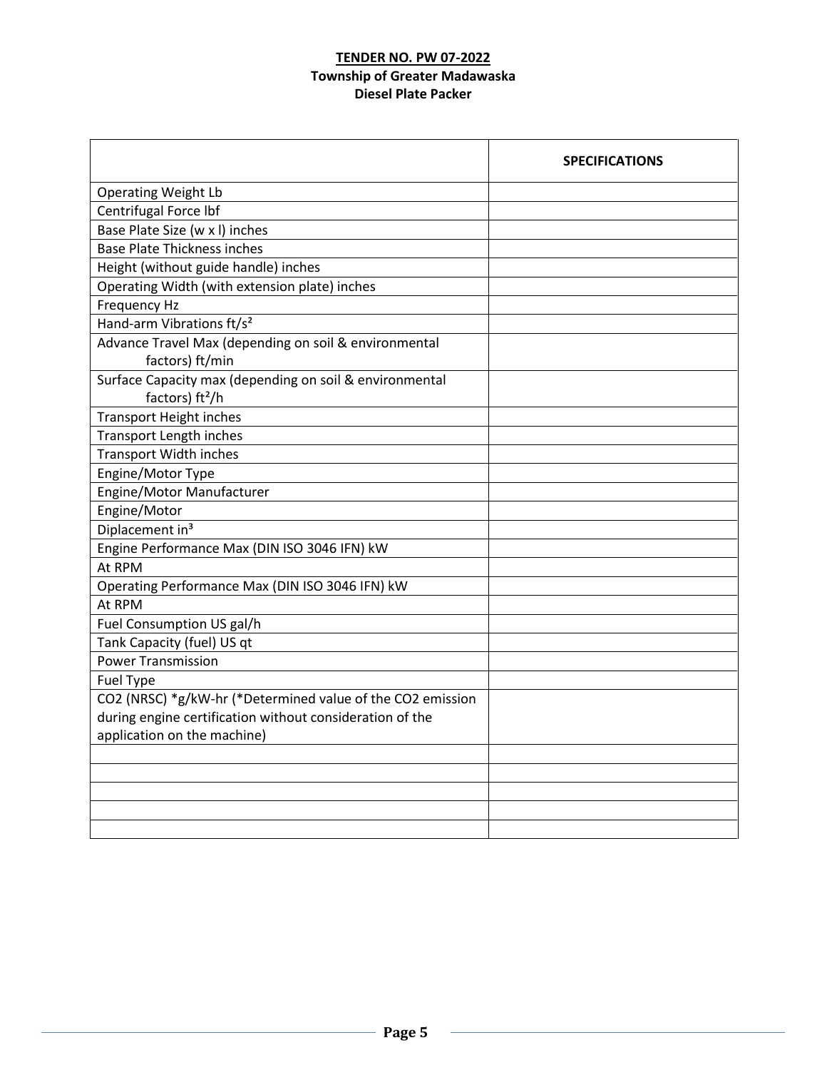**TENDER NO. PW 07-2022**
**Township of Greater Madawaska**
**Diesel Plate Packer**

| | **SPECIFICATIONS** |
|---|---|
| Operating Weight Lb | |
| Centrifugal Force lbf | |
| Base Plate Size (w x l) inches | |
| Base Plate Thickness inches | |
| Height (without guide handle) inches | |
| Operating Width (with extension plate) inches | |
| Frequency Hz | |
| Hand-arm Vibrations ft/s² | |
| Advance Travel Max (depending on soil & environmental factors) ft/min | |
| Surface Capacity max (depending on soil & environmental factors) ft²/h | |
| Transport Height inches | |
| Transport Length inches | |
| Transport Width inches | |
| Engine/Motor Type | |
| Engine/Motor Manufacturer | |
| Engine/Motor | |
| Diplacement in³ | |
| Engine Performance Max (DIN ISO 3046 IFN) kW | |
| At RPM | |
| Operating Performance Max (DIN ISO 3046 IFN) kW | |
| At RPM | |
| Fuel Consumption US gal/h | |
| Tank Capacity (fuel) US qt | |
| Power Transmission | |
| Fuel Type | |
| CO2 (NRSC) *g/kW-hr (*Determined value of the CO2 emission during engine certification without consideration of the application on the machine) | |
| | |
| | |
| | |
| | |
| | |